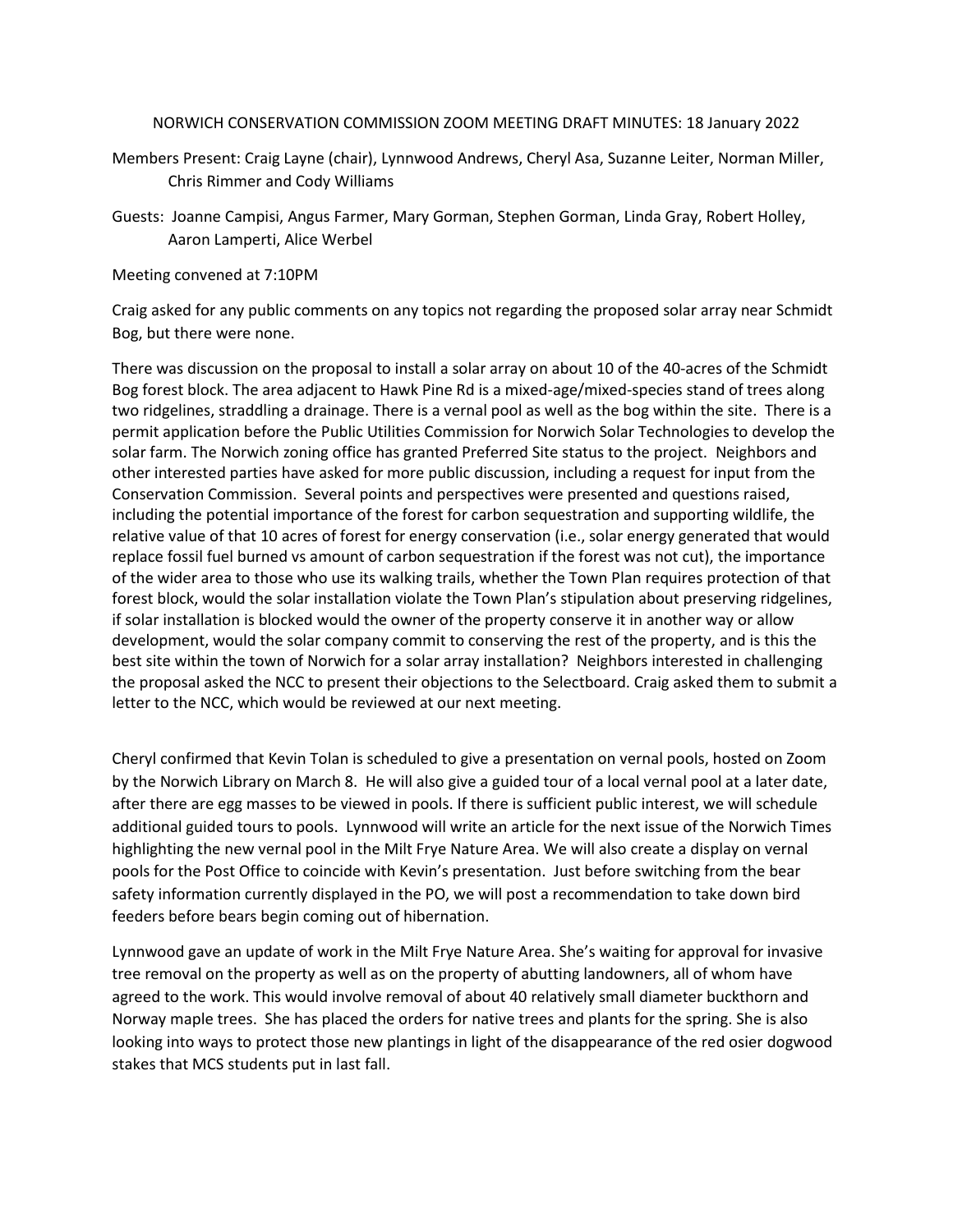NORWICH CONSERVATION COMMISSION ZOOM MEETING DRAFT MINUTES: 18 January 2022

Members Present: Craig Layne (chair), Lynnwood Andrews, Cheryl Asa, Suzanne Leiter, Norman Miller, Chris Rimmer and Cody Williams

Guests: Joanne Campisi, Angus Farmer, Mary Gorman, Stephen Gorman, Linda Gray, Robert Holley, Aaron Lamperti, Alice Werbel

Meeting convened at 7:10PM

Craig asked for any public comments on any topics not regarding the proposed solar array near Schmidt Bog, but there were none.

There was discussion on the proposal to install a solar array on about 10 of the 40-acres of the Schmidt Bog forest block. The area adjacent to Hawk Pine Rd is a mixed-age/mixed-species stand of trees along two ridgelines, straddling a drainage. There is a vernal pool as well as the bog within the site. There is a permit application before the Public Utilities Commission for Norwich Solar Technologies to develop the solar farm. The Norwich zoning office has granted Preferred Site status to the project. Neighbors and other interested parties have asked for more public discussion, including a request for input from the Conservation Commission. Several points and perspectives were presented and questions raised, including the potential importance of the forest for carbon sequestration and supporting wildlife, the relative value of that 10 acres of forest for energy conservation (i.e., solar energy generated that would replace fossil fuel burned vs amount of carbon sequestration if the forest was not cut), the importance of the wider area to those who use its walking trails, whether the Town Plan requires protection of that forest block, would the solar installation violate the Town Plan's stipulation about preserving ridgelines, if solar installation is blocked would the owner of the property conserve it in another way or allow development, would the solar company commit to conserving the rest of the property, and is this the best site within the town of Norwich for a solar array installation? Neighbors interested in challenging the proposal asked the NCC to present their objections to the Selectboard. Craig asked them to submit a letter to the NCC, which would be reviewed at our next meeting.

Cheryl confirmed that Kevin Tolan is scheduled to give a presentation on vernal pools, hosted on Zoom by the Norwich Library on March 8. He will also give a guided tour of a local vernal pool at a later date, after there are egg masses to be viewed in pools. If there is sufficient public interest, we will schedule additional guided tours to pools. Lynnwood will write an article for the next issue of the Norwich Times highlighting the new vernal pool in the Milt Frye Nature Area. We will also create a display on vernal pools for the Post Office to coincide with Kevin's presentation. Just before switching from the bear safety information currently displayed in the PO, we will post a recommendation to take down bird feeders before bears begin coming out of hibernation.

Lynnwood gave an update of work in the Milt Frye Nature Area. She's waiting for approval for invasive tree removal on the property as well as on the property of abutting landowners, all of whom have agreed to the work. This would involve removal of about 40 relatively small diameter buckthorn and Norway maple trees. She has placed the orders for native trees and plants for the spring. She is also looking into ways to protect those new plantings in light of the disappearance of the red osier dogwood stakes that MCS students put in last fall.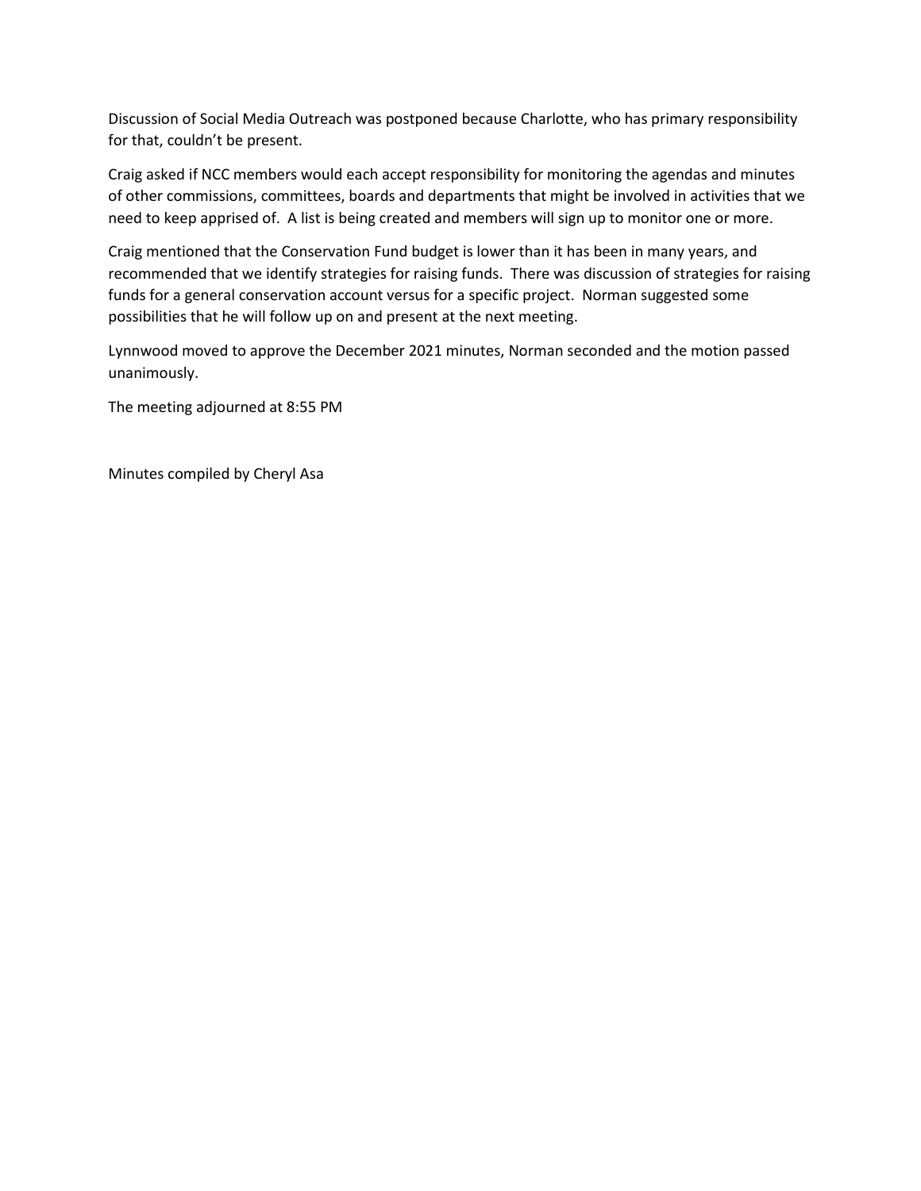Discussion of Social Media Outreach was postponed because Charlotte, who has primary responsibility for that, couldn't be present.

Craig asked if NCC members would each accept responsibility for monitoring the agendas and minutes of other commissions, committees, boards and departments that might be involved in activities that we need to keep apprised of. A list is being created and members will sign up to monitor one or more.

Craig mentioned that the Conservation Fund budget is lower than it has been in many years, and recommended that we identify strategies for raising funds. There was discussion of strategies for raising funds for a general conservation account versus for a specific project. Norman suggested some possibilities that he will follow up on and present at the next meeting.

Lynnwood moved to approve the December 2021 minutes, Norman seconded and the motion passed unanimously.

The meeting adjourned at 8:55 PM

Minutes compiled by Cheryl Asa